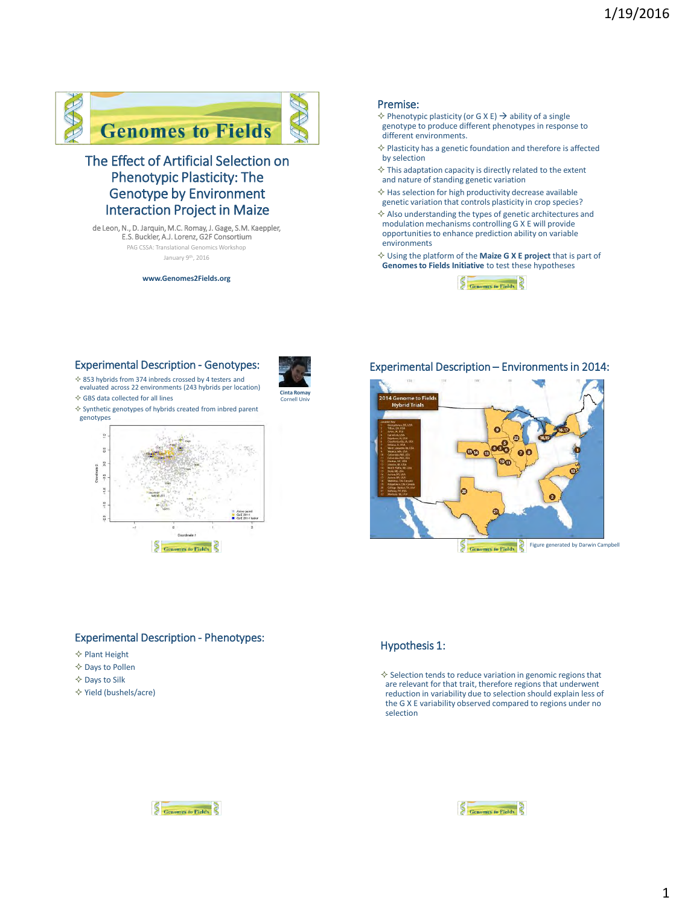# The Effect of Artificial Selection on Phenotypic Plasticity: The Genotype by Environment Interaction Project in Maize

de Leon, N., D. Jarquin, M.C. Romay, J. Gage, S.M. Kaeppler, E.S. Buckler, A.J. Lorenz, G2F Consortium

PAG CSSA: Translational Genomics Workshop

January 9th, 2016

www.Genomes2Fields.org

## Premise:

- Phenotypic plasticity (or G X E) → ability of a single genotype to produce different phenotypes in response to different environments.
- Plasticity has a genetic foundation and therefore is affected by selection
- This adaptation capacity is directly related to the extent and nature of standing genetic variation
- Has selection for high productivity decrease available genetic variation that controls plasticity in crop species?
- Also understanding the types of genetic architectures and modulation mechanisms controlling G X E will provide opportunities to enhance prediction ability on variable environments
- Using the platform of the **Maize G X E project** that is part of **Genomes to Fields Initiative** to test these hypotheses

## Experimental Description - Genotypes:

- 853 hybrids from 374 inbreds crossed by 4 testers and evaluated across 22 environments (243 hybrids per location)
- GBS data collected for all lines
- Synthetic genotypes of hybrids created from inbred parent genotypes

Cinta Romay
Cornell Univ

## Experimental Description – Environments in 2014:

2014 Genome to Fields Hybrid Trials

Figure generated by Darwin Campbell

## Experimental Description - Phenotypes:

- Plant Height
- Days to Pollen
- Days to Silk
- Yield (bushels/acre)

## Hypothesis 1:

- Selection tends to reduce variation in genomic regions that are relevant for that trait, therefore regions that underwent reduction in variability due to selection should explain less of the G X E variability observed compared to regions under no selection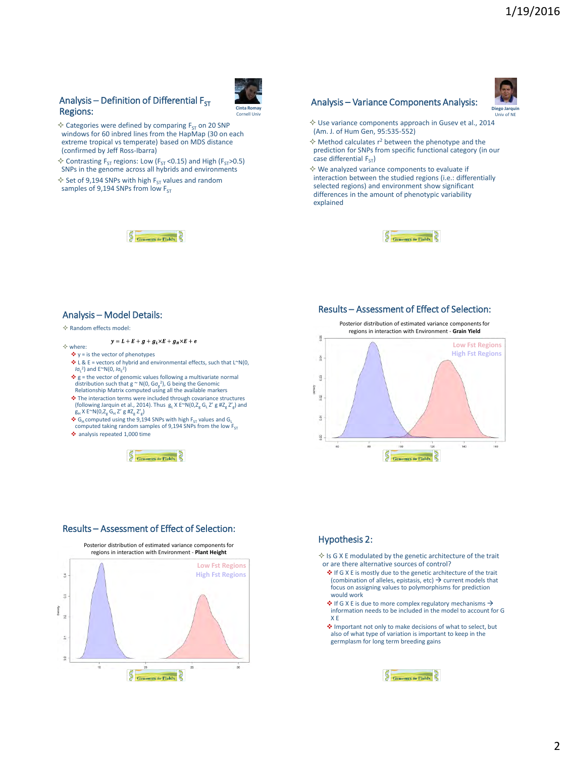## Analysis – Definition of Differential $F_{ST}$ Regions:

Cinta Romay
Cornell Univ

- Categories were defined by comparing $F_{ST}$ on 20 SNP windows for 60 inbred lines from the HapMap (30 on each extreme tropical vs temperate) based on MDS distance (confirmed by Jeff Ross-Ibarra)
- Contrasting $F_{ST}$ regions: Low ($F_{ST}$ <0.15) and High ($F_{ST}$>0.5) SNPs in the genome across all hybrids and environments
- Set of 9,194 SNPs with high $F_{ST}$ values and random samples of 9,194 SNPs from low $F_{ST}$

Genomes to Fields

## Analysis – Variance Components Analysis:

Diego Jarquin
Univ of NE

- Use variance components approach in Gusev et al., 2014 (Am. J. of Hum Gen, 95:535-552)
- Method calculates $r^2$ between the phenotype and the prediction for SNPs from specific functional category (in our case differential $F_{ST}$)
- We analyzed variance components to evaluate if interaction between the studied regions (i.e.: differentially selected regions) and environment show significant differences in the amount of phenotypic variability explained

Genomes to Fields

## Analysis – Model Details:

- Random effects model:

$$y = L + E + g + g_L \times E + g_H \times E + e$$

- where:
  - y = is the vector of phenotypes
  - L & E = vectors of hybrid and environmental effects, such that L~N(0, $I\sigma_L^2$) and E~N(0, $I\sigma_E^2$)
  - g = the vector of genomic values following a multivariate normal distribution such that g ~ N(0, $G\sigma_g^2$), G being the Genomic Relationship Matrix computed using all the available markers
  - The interaction terms were included through covariance structures (following Jarquin et al., 2014). Thus $g_L$ X E~N(0,$Z_g$ $G_L$ Z' g #$Z_g$ $Z'_g$) and $g_H$ X E~N(0,$Z_g$ $G_H$ Z' g #$Z_g$ $Z'_g$)
  - $G_H$ computed using the 9,194 SNPs with high $F_{ST}$ values and $G_L$ computed taking random samples of 9,194 SNPs from the low $F_{ST}$
  - analysis repeated 1,000 time

Genomes to Fields

## Results – Assessment of Effect of Selection:

Posterior distribution of estimated variance components for regions in interaction with Environment - **Grain Yield**

Low Fst Regions
High Fst Regions

Genomes to Fields

## Results – Assessment of Effect of Selection:

Posterior distribution of estimated variance components for regions in interaction with Environment - **Plant Height**

Low Fst Regions
High Fst Regions

Genomes to Fields

## Hypothesis 2:

- Is G X E modulated by the genetic architecture of the trait or are there alternative sources of control?
  - If G X E is mostly due to the genetic architecture of the trait (combination of alleles, epistasis, etc) → current models that focus on assigning values to polymorphisms for prediction would work
  - If G X E is due to more complex regulatory mechanisms → information needs to be included in the model to account for G X E
  - Important not only to make decisions of what to select, but also of what type of variation is important to keep in the germplasm for long term breeding gains

Genomes to Fields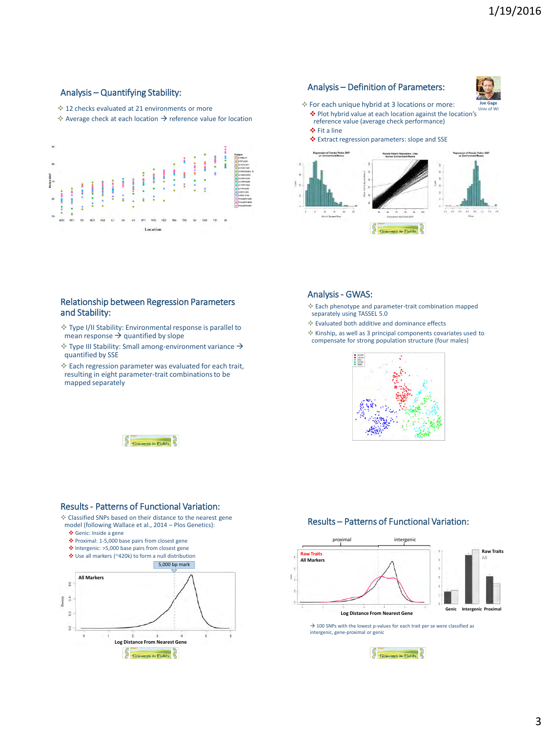## Analysis – Quantifying Stability:

- 12 checks evaluated at 21 environments or more
- Average check at each location → reference value for location

## Analysis – Definition of Parameters:

Joe Gage
Univ of WI

- For each unique hybrid at 3 locations or more:
  - Plot hybrid value at each location against the location's reference value (average check performance)
  - Fit a line
  - Extract regression parameters: slope and SSE

## Relationship between Regression Parameters and Stability:

- Type I/II Stability: Environmental response is parallel to mean response → quantified by slope
- Type III Stability: Small among-environment variance → quantified by SSE
- Each regression parameter was evaluated for each trait, resulting in eight parameter-trait combinations to be mapped separately

## Analysis - GWAS:

- Each phenotype and parameter-trait combination mapped separately using TASSEL 5.0
- Evaluated both additive and dominance effects
- Kinship, as well as 3 principal components covariates used to compensate for strong population structure (four males)

## Results - Patterns of Functional Variation:

- Classified SNPs based on their distance to the nearest gene model (following Wallace et al., 2014 – Plos Genetics):
  - Genic: Inside a gene
  - Proximal: 1-5,000 base pairs from closest gene
  - Intergenic: >5,000 base pairs from closest gene
  - Use all markers (~420k) to form a null distribution

## Results – Patterns of Functional Variation:

→ 100 SNPs with the lowest p-values for each trait per se were classified as intergenic, gene-proximal or genic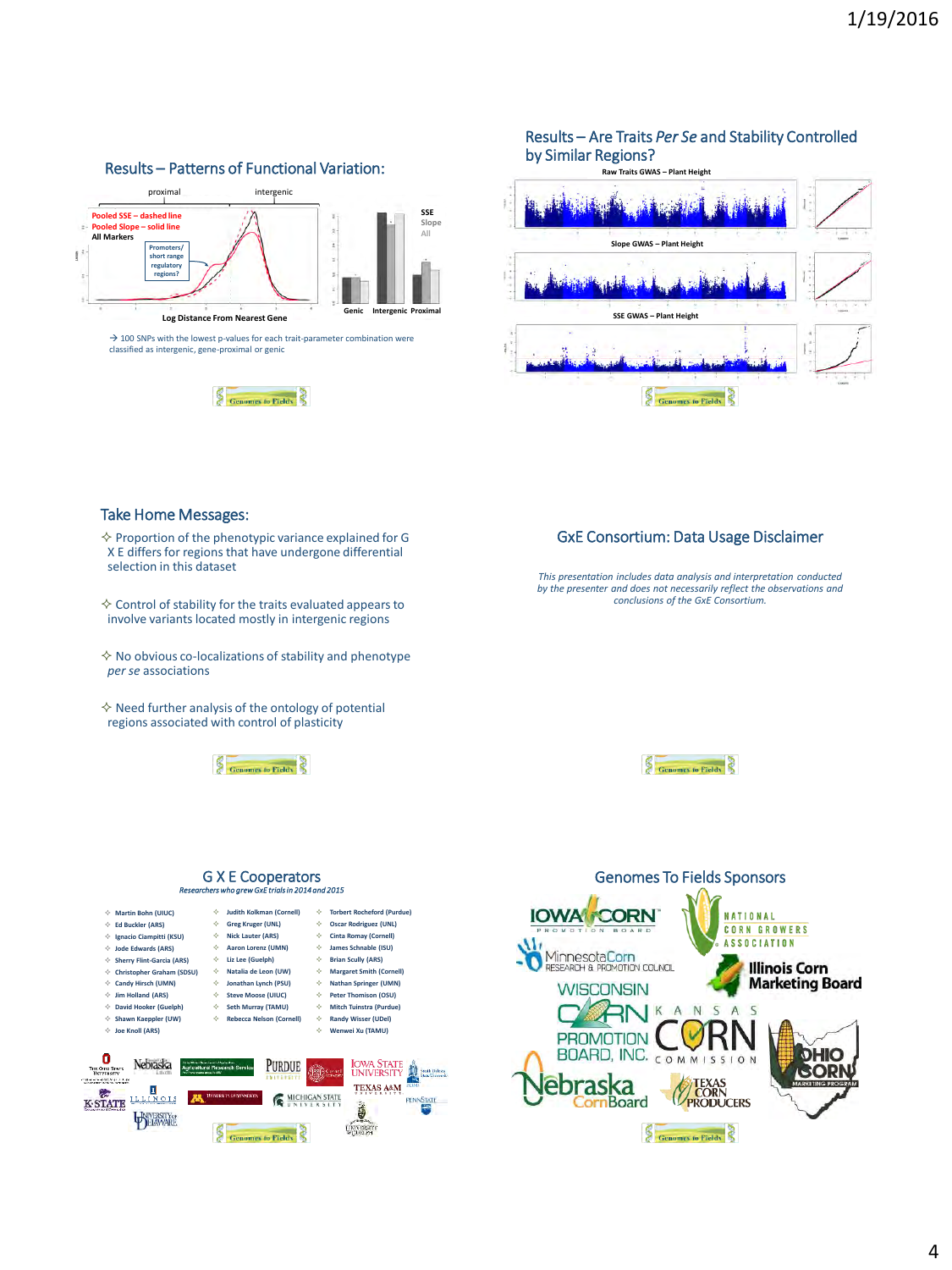## Results – Patterns of Functional Variation:

proximal | intergenic

Pooled SSE – dashed line
Pooled Slope – solid line
All Markers

Promoters/ short range regulatory regions?

Log Distance From Nearest Gene

SSE
Slope
All

Genic | Intergenic | Proximal

→ 100 SNPs with the lowest p-values for each trait-parameter combination were classified as intergenic, gene-proximal or genic

## Results – Are Traits *Per Se* and Stability Controlled by Similar Regions?

Raw Traits GWAS – Plant Height

Slope GWAS – Plant Height

SSE GWAS – Plant Height

## Take Home Messages:

- Proportion of the phenotypic variance explained for G X E differs for regions that have undergone differential selection in this dataset
- Control of stability for the traits evaluated appears to involve variants located mostly in intergenic regions
- No obvious co-localizations of stability and phenotype *per se* associations
- Need further analysis of the ontology of potential regions associated with control of plasticity

## GxE Consortium: Data Usage Disclaimer

*This presentation includes data analysis and interpretation conducted by the presenter and does not necessarily reflect the observations and conclusions of the GxE Consortium.*

## G X E Cooperators

*Researchers who grew GxE trials in 2014 and 2015*

- Martin Bohn (UIUC)
- Ed Buckler (ARS)
- Ignacio Ciampitti (KSU)
- Jode Edwards (ARS)
- Sherry Flint-Garcia (ARS)
- Christopher Graham (SDSU)
- Candy Hirsch (UMN)
- Jim Holland (ARS)
- David Hooker (Guelph)
- Shawn Kaeppler (UW)
- Joe Knoll (ARS)
- Judith Kolkman (Cornell)
- Greg Kruger (UNL)
- Nick Lauter (ARS)
- Aaron Lorenz (UMN)
- Liz Lee (Guelph)
- Natalia de Leon (UW)
- Jonathan Lynch (PSU)
- Steve Moose (UIUC)
- Seth Murray (TAMU)
- Rebecca Nelson (Cornell)
- Torbert Rocheford (Purdue)
- Oscar Rodriguez (UNL)
- Cinta Romay (Cornell)
- James Schnable (ISU)
- Brian Scully (ARS)
- Margaret Smith (Cornell)
- Nathan Springer (UMN)
- Peter Thomison (OSU)
- Mitch Tuinstra (Purdue)
- Randy Wisser (UDel)
- Wenwei Xu (TAMU)

## Genomes To Fields Sponsors

Iowa Corn Promotion Board; National Corn Growers Association; Minnesota Corn Research & Promotion Council; Illinois Corn Marketing Board; Wisconsin Corn Promotion Board, Inc.; Kansas Corn Commission; Nebraska Corn Board; Texas Corn Producers; Ohio Corn Marketing Program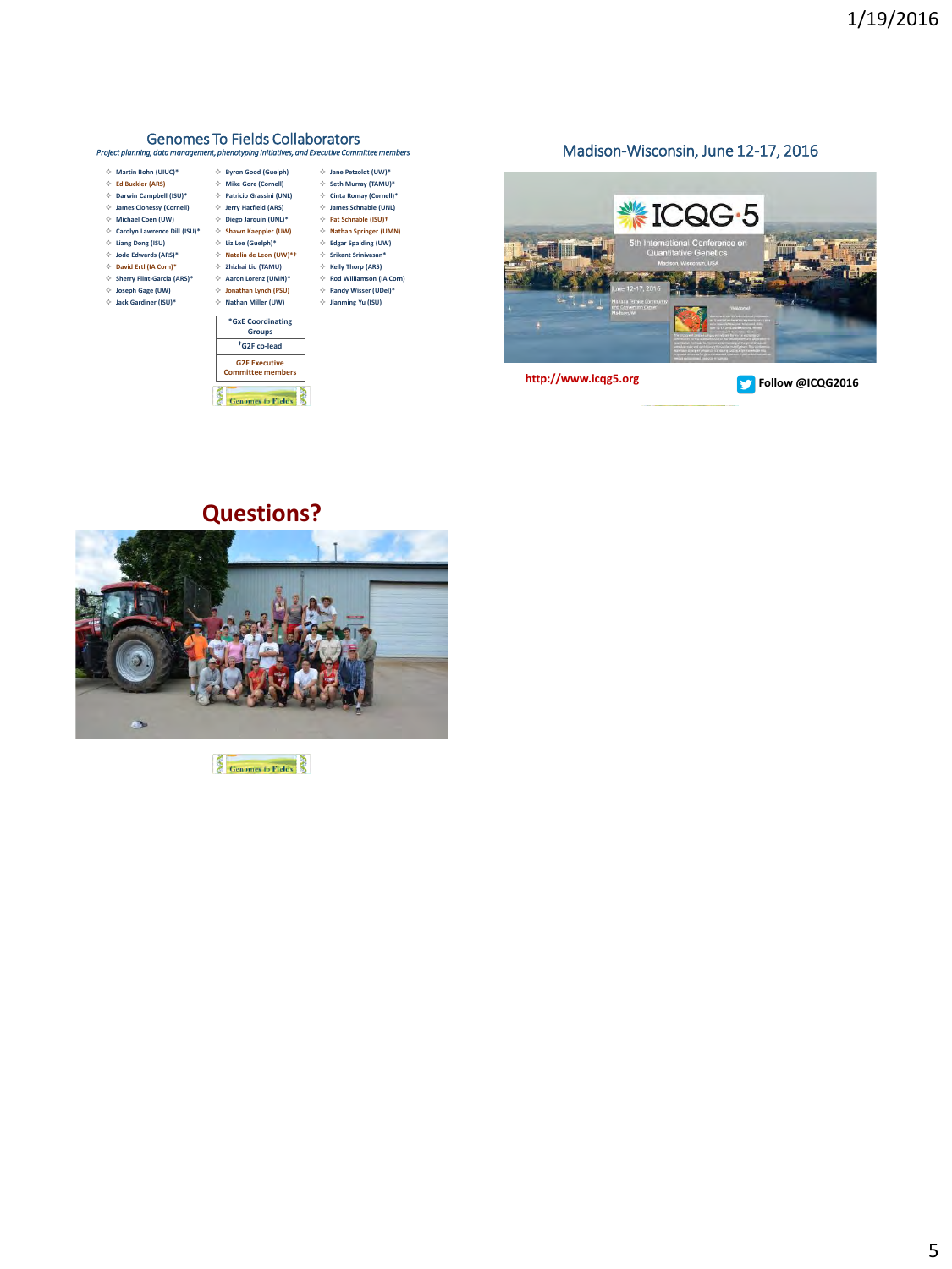## Genomes To Fields Collaborators

*Project planning, data management, phenotyping initiatives, and Executive Committee members*

- Martin Bohn (UIUC)*
- Ed Buckler (ARS)
- Darwin Campbell (ISU)*
- James Clohessy (Cornell)
- Michael Coen (UW)
- Carolyn Lawrence Dill (ISU)*
- Liang Dong (ISU)
- Jode Edwards (ARS)*
- David Ertl (IA Corn)*
- Sherry Flint-Garcia (ARS)*
- Joseph Gage (UW)
- Jack Gardiner (ISU)*
- Byron Good (Guelph)
- Mike Gore (Cornell)
- Patricio Grassini (UNL)
- Jerry Hatfield (ARS)
- Diego Jarquin (UNL)*
- Shawn Kaeppler (UW)
- Liz Lee (Guelph)*
- Natalia de Leon (UW)*†
- Zhizhai Liu (TAMU)
- Aaron Lorenz (UMN)*
- Jonathan Lynch (PSU)
- Nathan Miller (UW)
- Jane Petzoldt (UW)*
- Seth Murray (TAMU)*
- Cinta Romay (Cornell)*
- James Schnable (UNL)
- Pat Schnable (ISU)†
- Nathan Springer (UMN)
- Edgar Spalding (UW)
- Srikant Srinivasan*
- Kelly Thorp (ARS)
- Rod Williamson (IA Corn)
- Randy Wisser (UDel)*
- Jianming Yu (ISU)

*GxE Coordinating Groups

†G2F co-lead

G2F Executive Committee members

Genomes to Fields

## Madison-Wisconsin, June 12-17, 2016

ICQG 5

5th International Conference on Quantitative Genetics

Madison, Wisconsin, USA

June 12-17, 2016

http://www.icqg5.org

Follow @ICQG2016

## Questions?

Genomes to Fields